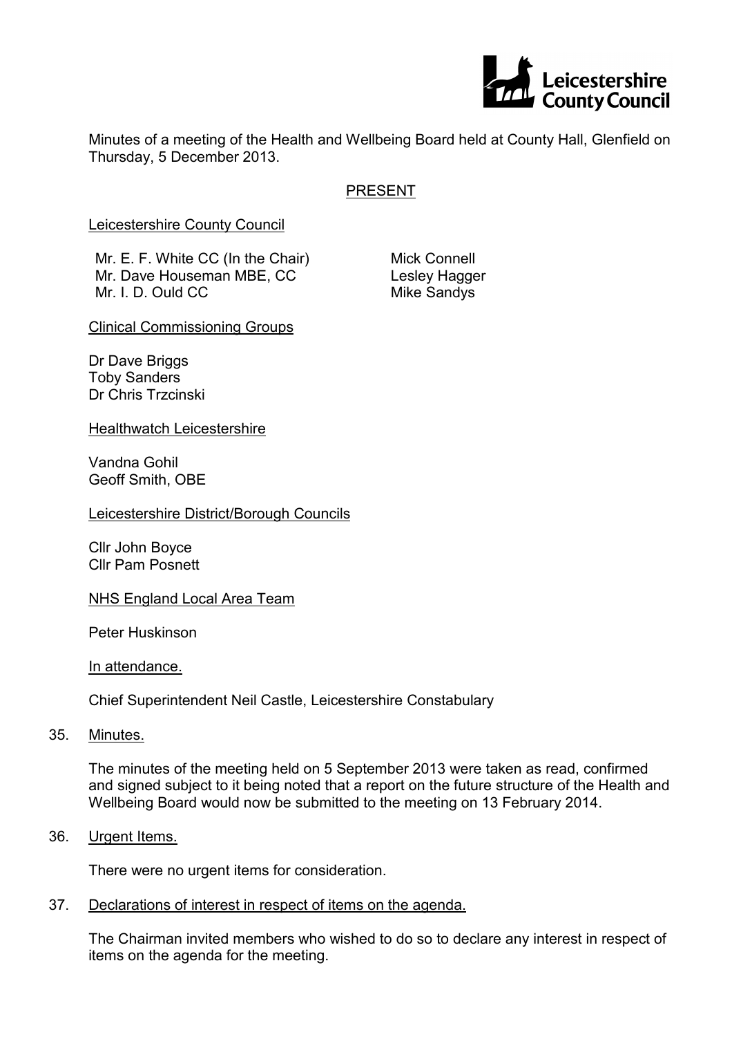Leicestershire County Council

Minutes of a meeting of the Health and Wellbeing Board held at County Hall, Glenfield on Thursday, 5 December 2013.

## PRESENT

Leicestershire County Council

Mr. E. F. White CC (In the Chair)
Mr. Dave Houseman MBE, CC
Mr. I. D. Ould CC
Mick Connell
Lesley Hagger
Mike Sandys

Clinical Commissioning Groups

Dr Dave Briggs
Toby Sanders
Dr Chris Trzcinski

Healthwatch Leicestershire

Vandna Gohil
Geoff Smith, OBE

Leicestershire District/Borough Councils

Cllr John Boyce
Cllr Pam Posnett

NHS England Local Area Team

Peter Huskinson

In attendance.

Chief Superintendent Neil Castle, Leicestershire Constabulary

35. Minutes.

The minutes of the meeting held on 5 September 2013 were taken as read, confirmed and signed subject to it being noted that a report on the future structure of the Health and Wellbeing Board would now be submitted to the meeting on 13 February 2014.

36. Urgent Items.

There were no urgent items for consideration.

37. Declarations of interest in respect of items on the agenda.

The Chairman invited members who wished to do so to declare any interest in respect of items on the agenda for the meeting.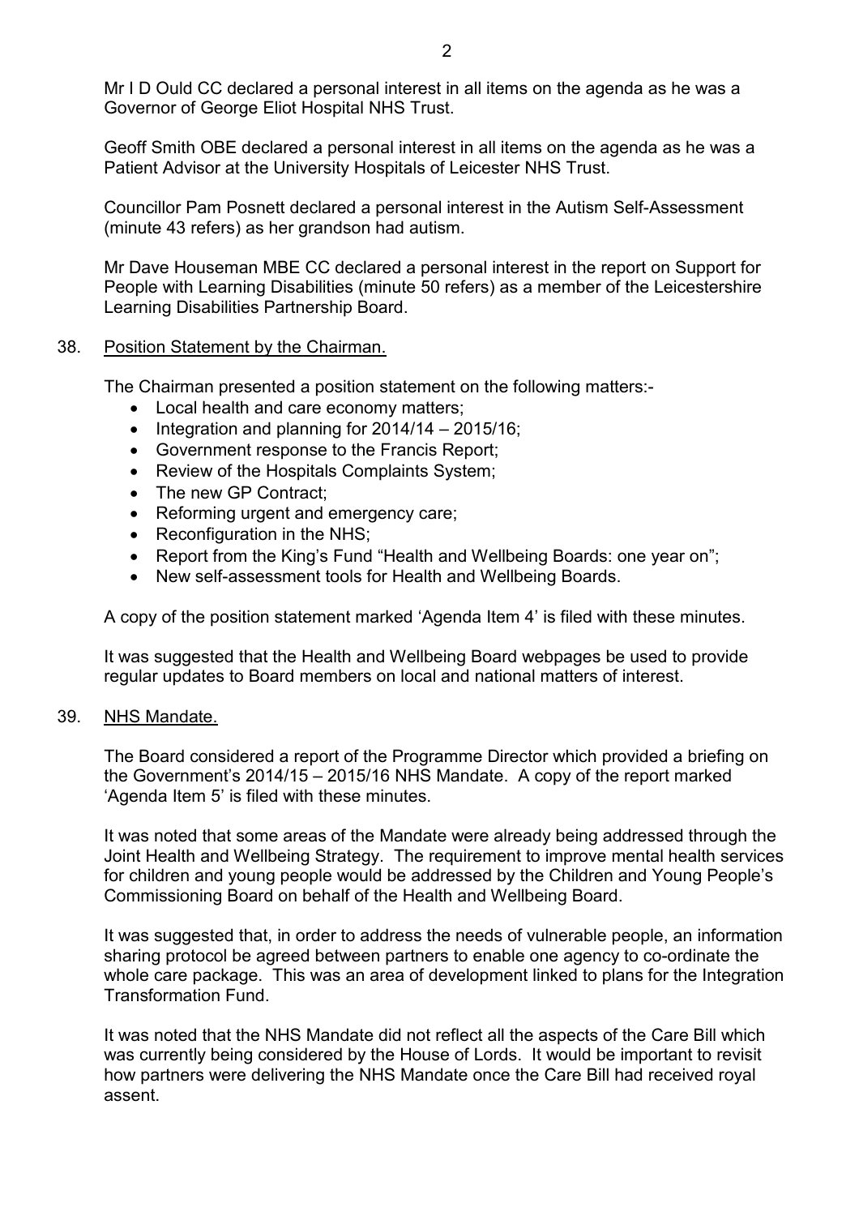Mr I D Ould CC declared a personal interest in all items on the agenda as he was a Governor of George Eliot Hospital NHS Trust.

Geoff Smith OBE declared a personal interest in all items on the agenda as he was a Patient Advisor at the University Hospitals of Leicester NHS Trust.

Councillor Pam Posnett declared a personal interest in the Autism Self-Assessment (minute 43 refers) as her grandson had autism.

Mr Dave Houseman MBE CC declared a personal interest in the report on Support for People with Learning Disabilities (minute 50 refers) as a member of the Leicestershire Learning Disabilities Partnership Board.

38. Position Statement by the Chairman.

The Chairman presented a position statement on the following matters:-

- Local health and care economy matters;
- Integration and planning for 2014/14 – 2015/16;
- Government response to the Francis Report;
- Review of the Hospitals Complaints System;
- The new GP Contract;
- Reforming urgent and emergency care;
- Reconfiguration in the NHS;
- Report from the King's Fund "Health and Wellbeing Boards: one year on";
- New self-assessment tools for Health and Wellbeing Boards.

A copy of the position statement marked 'Agenda Item 4' is filed with these minutes.

It was suggested that the Health and Wellbeing Board webpages be used to provide regular updates to Board members on local and national matters of interest.

39. NHS Mandate.

The Board considered a report of the Programme Director which provided a briefing on the Government's 2014/15 – 2015/16 NHS Mandate. A copy of the report marked 'Agenda Item 5' is filed with these minutes.

It was noted that some areas of the Mandate were already being addressed through the Joint Health and Wellbeing Strategy. The requirement to improve mental health services for children and young people would be addressed by the Children and Young People's Commissioning Board on behalf of the Health and Wellbeing Board.

It was suggested that, in order to address the needs of vulnerable people, an information sharing protocol be agreed between partners to enable one agency to co-ordinate the whole care package. This was an area of development linked to plans for the Integration Transformation Fund.

It was noted that the NHS Mandate did not reflect all the aspects of the Care Bill which was currently being considered by the House of Lords. It would be important to revisit how partners were delivering the NHS Mandate once the Care Bill had received royal assent.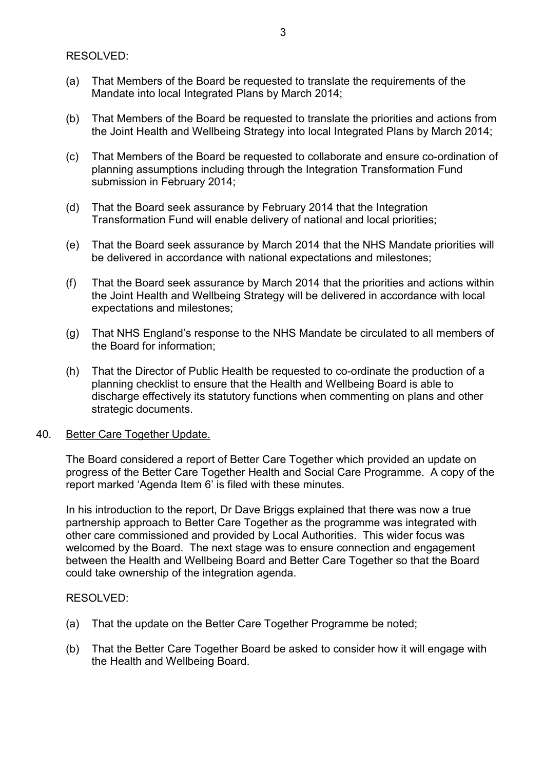RESOLVED:

(a) That Members of the Board be requested to translate the requirements of the Mandate into local Integrated Plans by March 2014;

(b) That Members of the Board be requested to translate the priorities and actions from the Joint Health and Wellbeing Strategy into local Integrated Plans by March 2014;

(c) That Members of the Board be requested to collaborate and ensure co-ordination of planning assumptions including through the Integration Transformation Fund submission in February 2014;

(d) That the Board seek assurance by February 2014 that the Integration Transformation Fund will enable delivery of national and local priorities;

(e) That the Board seek assurance by March 2014 that the NHS Mandate priorities will be delivered in accordance with national expectations and milestones;

(f) That the Board seek assurance by March 2014 that the priorities and actions within the Joint Health and Wellbeing Strategy will be delivered in accordance with local expectations and milestones;

(g) That NHS England's response to the NHS Mandate be circulated to all members of the Board for information;

(h) That the Director of Public Health be requested to co-ordinate the production of a planning checklist to ensure that the Health and Wellbeing Board is able to discharge effectively its statutory functions when commenting on plans and other strategic documents.

40. Better Care Together Update.

The Board considered a report of Better Care Together which provided an update on progress of the Better Care Together Health and Social Care Programme. A copy of the report marked 'Agenda Item 6' is filed with these minutes.

In his introduction to the report, Dr Dave Briggs explained that there was now a true partnership approach to Better Care Together as the programme was integrated with other care commissioned and provided by Local Authorities. This wider focus was welcomed by the Board. The next stage was to ensure connection and engagement between the Health and Wellbeing Board and Better Care Together so that the Board could take ownership of the integration agenda.

RESOLVED:

(a) That the update on the Better Care Together Programme be noted;

(b) That the Better Care Together Board be asked to consider how it will engage with the Health and Wellbeing Board.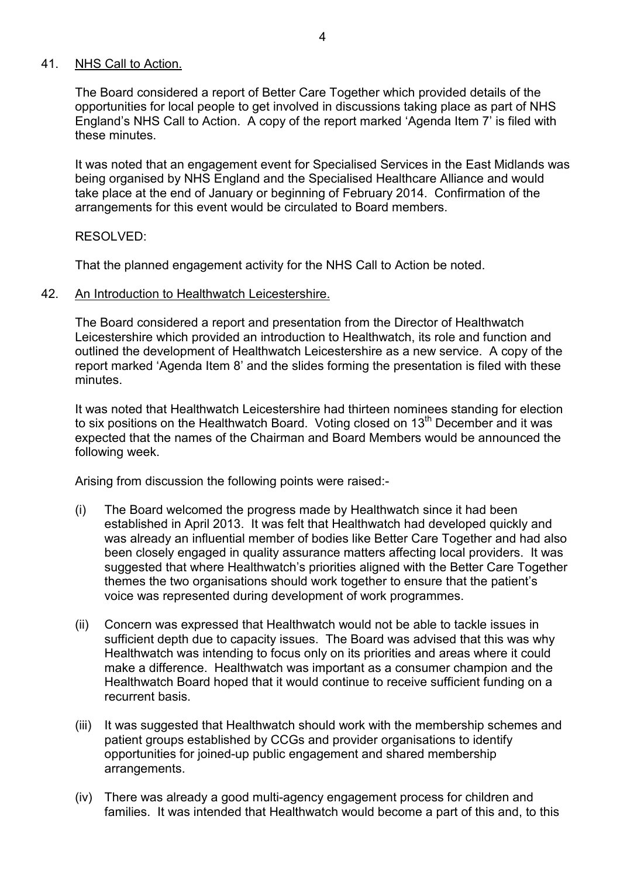41. NHS Call to Action.

The Board considered a report of Better Care Together which provided details of the opportunities for local people to get involved in discussions taking place as part of NHS England's NHS Call to Action. A copy of the report marked 'Agenda Item 7' is filed with these minutes.

It was noted that an engagement event for Specialised Services in the East Midlands was being organised by NHS England and the Specialised Healthcare Alliance and would take place at the end of January or beginning of February 2014. Confirmation of the arrangements for this event would be circulated to Board members.

RESOLVED:

That the planned engagement activity for the NHS Call to Action be noted.

42. An Introduction to Healthwatch Leicestershire.

The Board considered a report and presentation from the Director of Healthwatch Leicestershire which provided an introduction to Healthwatch, its role and function and outlined the development of Healthwatch Leicestershire as a new service. A copy of the report marked 'Agenda Item 8' and the slides forming the presentation is filed with these minutes.

It was noted that Healthwatch Leicestershire had thirteen nominees standing for election to six positions on the Healthwatch Board. Voting closed on 13th December and it was expected that the names of the Chairman and Board Members would be announced the following week.

Arising from discussion the following points were raised:-

(i) The Board welcomed the progress made by Healthwatch since it had been established in April 2013. It was felt that Healthwatch had developed quickly and was already an influential member of bodies like Better Care Together and had also been closely engaged in quality assurance matters affecting local providers. It was suggested that where Healthwatch's priorities aligned with the Better Care Together themes the two organisations should work together to ensure that the patient's voice was represented during development of work programmes.

(ii) Concern was expressed that Healthwatch would not be able to tackle issues in sufficient depth due to capacity issues. The Board was advised that this was why Healthwatch was intending to focus only on its priorities and areas where it could make a difference. Healthwatch was important as a consumer champion and the Healthwatch Board hoped that it would continue to receive sufficient funding on a recurrent basis.

(iii) It was suggested that Healthwatch should work with the membership schemes and patient groups established by CCGs and provider organisations to identify opportunities for joined-up public engagement and shared membership arrangements.

(iv) There was already a good multi-agency engagement process for children and families. It was intended that Healthwatch would become a part of this and, to this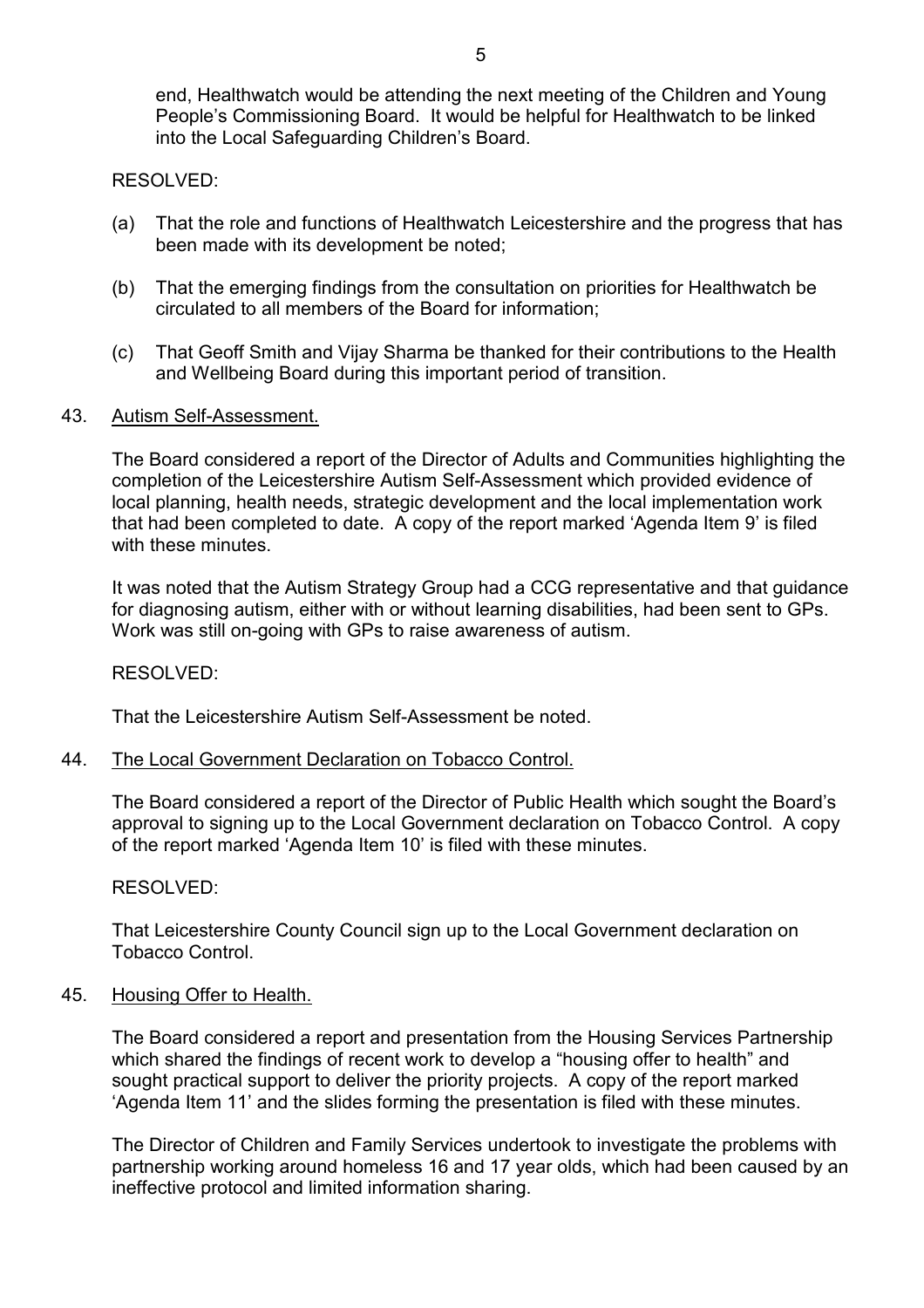end, Healthwatch would be attending the next meeting of the Children and Young People's Commissioning Board. It would be helpful for Healthwatch to be linked into the Local Safeguarding Children's Board.

RESOLVED:

(a) That the role and functions of Healthwatch Leicestershire and the progress that has been made with its development be noted;

(b) That the emerging findings from the consultation on priorities for Healthwatch be circulated to all members of the Board for information;

(c) That Geoff Smith and Vijay Sharma be thanked for their contributions to the Health and Wellbeing Board during this important period of transition.

43. <u>Autism Self-Assessment.</u>

The Board considered a report of the Director of Adults and Communities highlighting the completion of the Leicestershire Autism Self-Assessment which provided evidence of local planning, health needs, strategic development and the local implementation work that had been completed to date. A copy of the report marked 'Agenda Item 9' is filed with these minutes.

It was noted that the Autism Strategy Group had a CCG representative and that guidance for diagnosing autism, either with or without learning disabilities, had been sent to GPs. Work was still on-going with GPs to raise awareness of autism.

RESOLVED:

That the Leicestershire Autism Self-Assessment be noted.

44. <u>The Local Government Declaration on Tobacco Control.</u>

The Board considered a report of the Director of Public Health which sought the Board's approval to signing up to the Local Government declaration on Tobacco Control. A copy of the report marked 'Agenda Item 10' is filed with these minutes.

RESOLVED:

That Leicestershire County Council sign up to the Local Government declaration on Tobacco Control.

45. <u>Housing Offer to Health.</u>

The Board considered a report and presentation from the Housing Services Partnership which shared the findings of recent work to develop a "housing offer to health" and sought practical support to deliver the priority projects. A copy of the report marked 'Agenda Item 11' and the slides forming the presentation is filed with these minutes.

The Director of Children and Family Services undertook to investigate the problems with partnership working around homeless 16 and 17 year olds, which had been caused by an ineffective protocol and limited information sharing.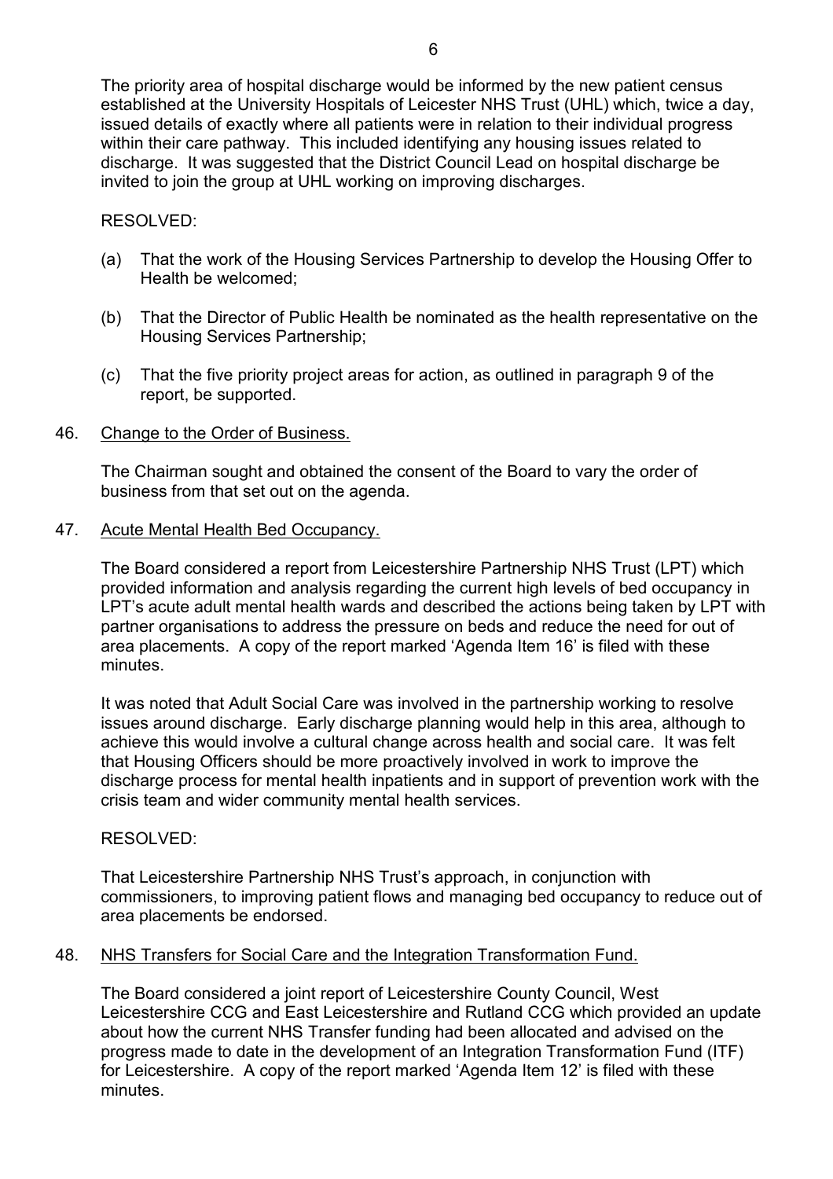The priority area of hospital discharge would be informed by the new patient census established at the University Hospitals of Leicester NHS Trust (UHL) which, twice a day, issued details of exactly where all patients were in relation to their individual progress within their care pathway. This included identifying any housing issues related to discharge. It was suggested that the District Council Lead on hospital discharge be invited to join the group at UHL working on improving discharges.

RESOLVED:

(a) That the work of the Housing Services Partnership to develop the Housing Offer to Health be welcomed;

(b) That the Director of Public Health be nominated as the health representative on the Housing Services Partnership;

(c) That the five priority project areas for action, as outlined in paragraph 9 of the report, be supported.

46. Change to the Order of Business.

The Chairman sought and obtained the consent of the Board to vary the order of business from that set out on the agenda.

47. Acute Mental Health Bed Occupancy.

The Board considered a report from Leicestershire Partnership NHS Trust (LPT) which provided information and analysis regarding the current high levels of bed occupancy in LPT's acute adult mental health wards and described the actions being taken by LPT with partner organisations to address the pressure on beds and reduce the need for out of area placements. A copy of the report marked 'Agenda Item 16' is filed with these minutes.

It was noted that Adult Social Care was involved in the partnership working to resolve issues around discharge. Early discharge planning would help in this area, although to achieve this would involve a cultural change across health and social care. It was felt that Housing Officers should be more proactively involved in work to improve the discharge process for mental health inpatients and in support of prevention work with the crisis team and wider community mental health services.

RESOLVED:

That Leicestershire Partnership NHS Trust's approach, in conjunction with commissioners, to improving patient flows and managing bed occupancy to reduce out of area placements be endorsed.

48. NHS Transfers for Social Care and the Integration Transformation Fund.

The Board considered a joint report of Leicestershire County Council, West Leicestershire CCG and East Leicestershire and Rutland CCG which provided an update about how the current NHS Transfer funding had been allocated and advised on the progress made to date in the development of an Integration Transformation Fund (ITF) for Leicestershire. A copy of the report marked 'Agenda Item 12' is filed with these minutes.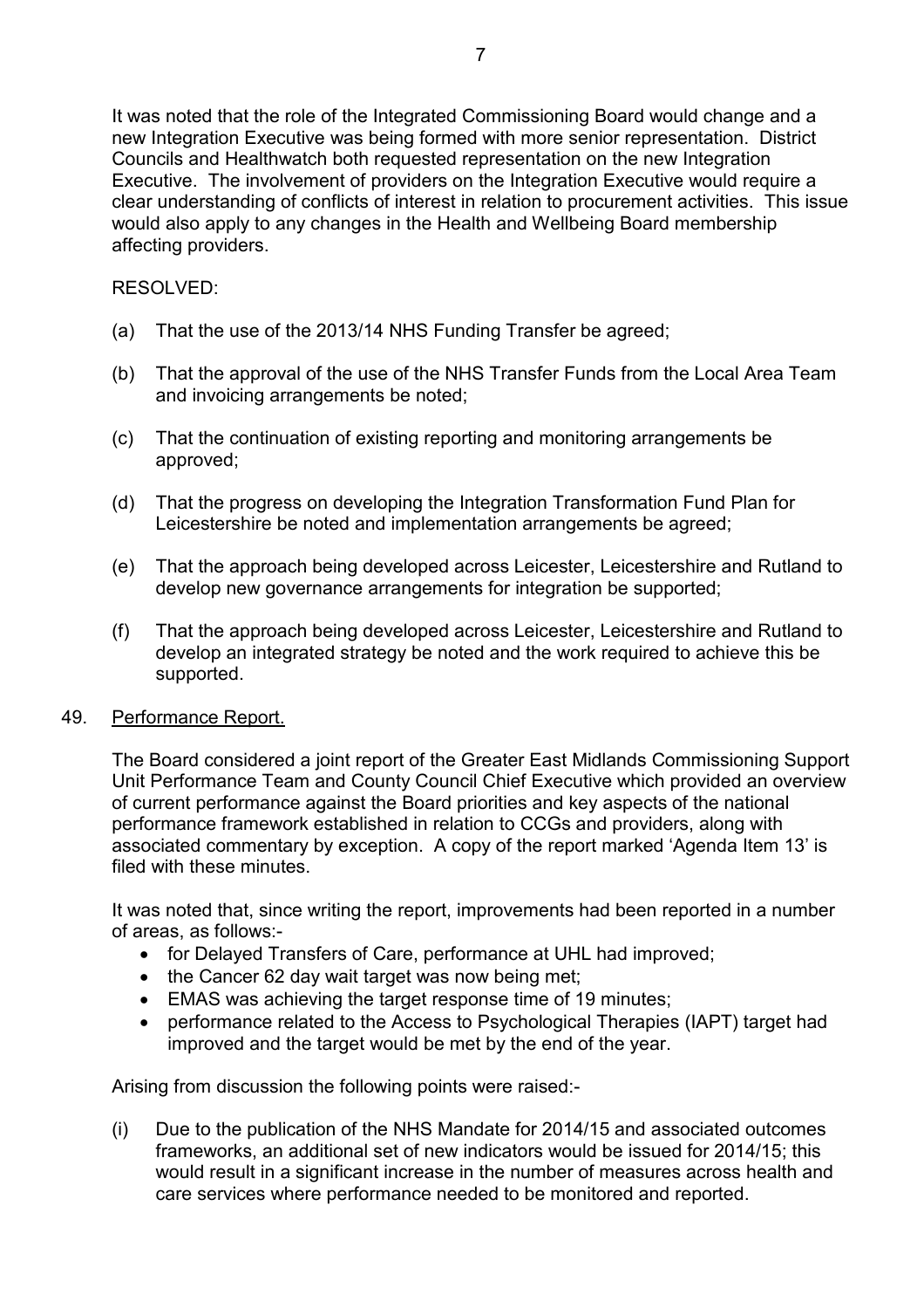It was noted that the role of the Integrated Commissioning Board would change and a new Integration Executive was being formed with more senior representation. District Councils and Healthwatch both requested representation on the new Integration Executive. The involvement of providers on the Integration Executive would require a clear understanding of conflicts of interest in relation to procurement activities. This issue would also apply to any changes in the Health and Wellbeing Board membership affecting providers.

RESOLVED:

(a) That the use of the 2013/14 NHS Funding Transfer be agreed;

(b) That the approval of the use of the NHS Transfer Funds from the Local Area Team and invoicing arrangements be noted;

(c) That the continuation of existing reporting and monitoring arrangements be approved;

(d) That the progress on developing the Integration Transformation Fund Plan for Leicestershire be noted and implementation arrangements be agreed;

(e) That the approach being developed across Leicester, Leicestershire and Rutland to develop new governance arrangements for integration be supported;

(f) That the approach being developed across Leicester, Leicestershire and Rutland to develop an integrated strategy be noted and the work required to achieve this be supported.

49. <u>Performance Report.</u>

The Board considered a joint report of the Greater East Midlands Commissioning Support Unit Performance Team and County Council Chief Executive which provided an overview of current performance against the Board priorities and key aspects of the national performance framework established in relation to CCGs and providers, along with associated commentary by exception. A copy of the report marked 'Agenda Item 13' is filed with these minutes.

It was noted that, since writing the report, improvements had been reported in a number of areas, as follows:-

- for Delayed Transfers of Care, performance at UHL had improved;
- the Cancer 62 day wait target was now being met;
- EMAS was achieving the target response time of 19 minutes;
- performance related to the Access to Psychological Therapies (IAPT) target had improved and the target would be met by the end of the year.

Arising from discussion the following points were raised:-

(i) Due to the publication of the NHS Mandate for 2014/15 and associated outcomes frameworks, an additional set of new indicators would be issued for 2014/15; this would result in a significant increase in the number of measures across health and care services where performance needed to be monitored and reported.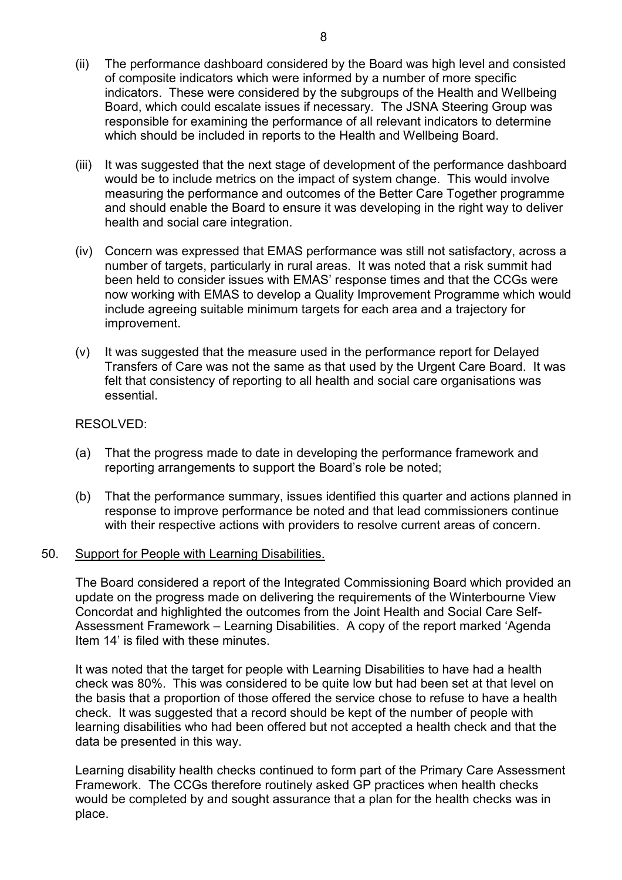(ii) The performance dashboard considered by the Board was high level and consisted of composite indicators which were informed by a number of more specific indicators. These were considered by the subgroups of the Health and Wellbeing Board, which could escalate issues if necessary. The JSNA Steering Group was responsible for examining the performance of all relevant indicators to determine which should be included in reports to the Health and Wellbeing Board.

(iii) It was suggested that the next stage of development of the performance dashboard would be to include metrics on the impact of system change. This would involve measuring the performance and outcomes of the Better Care Together programme and should enable the Board to ensure it was developing in the right way to deliver health and social care integration.

(iv) Concern was expressed that EMAS performance was still not satisfactory, across a number of targets, particularly in rural areas. It was noted that a risk summit had been held to consider issues with EMAS' response times and that the CCGs were now working with EMAS to develop a Quality Improvement Programme which would include agreeing suitable minimum targets for each area and a trajectory for improvement.

(v) It was suggested that the measure used in the performance report for Delayed Transfers of Care was not the same as that used by the Urgent Care Board. It was felt that consistency of reporting to all health and social care organisations was essential.

RESOLVED:

(a) That the progress made to date in developing the performance framework and reporting arrangements to support the Board's role be noted;

(b) That the performance summary, issues identified this quarter and actions planned in response to improve performance be noted and that lead commissioners continue with their respective actions with providers to resolve current areas of concern.

50. <u>Support for People with Learning Disabilities.</u>

The Board considered a report of the Integrated Commissioning Board which provided an update on the progress made on delivering the requirements of the Winterbourne View Concordat and highlighted the outcomes from the Joint Health and Social Care Self-Assessment Framework – Learning Disabilities. A copy of the report marked 'Agenda Item 14' is filed with these minutes.

It was noted that the target for people with Learning Disabilities to have had a health check was 80%. This was considered to be quite low but had been set at that level on the basis that a proportion of those offered the service chose to refuse to have a health check. It was suggested that a record should be kept of the number of people with learning disabilities who had been offered but not accepted a health check and that the data be presented in this way.

Learning disability health checks continued to form part of the Primary Care Assessment Framework. The CCGs therefore routinely asked GP practices when health checks would be completed by and sought assurance that a plan for the health checks was in place.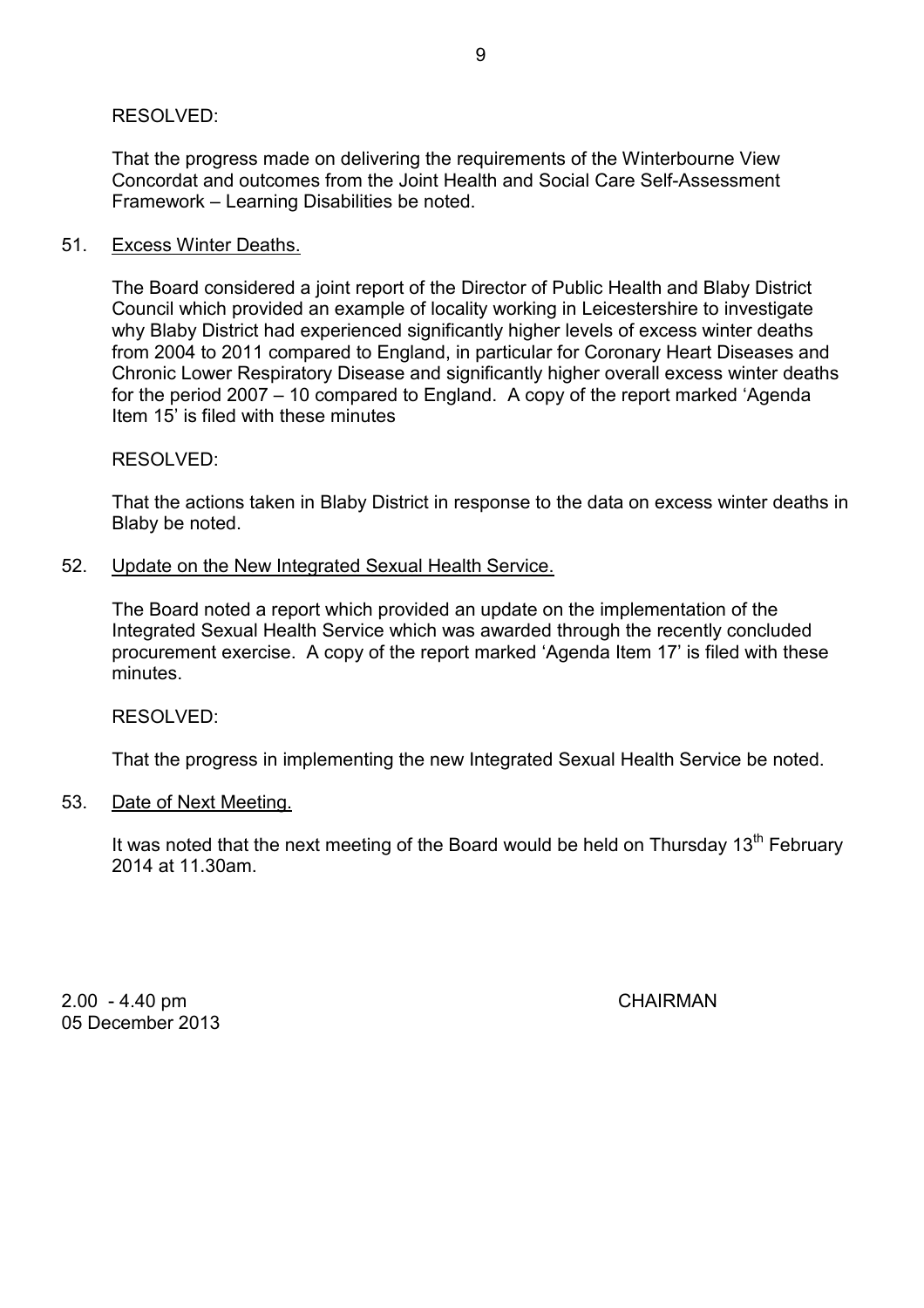RESOLVED:

That the progress made on delivering the requirements of the Winterbourne View Concordat and outcomes from the Joint Health and Social Care Self-Assessment Framework – Learning Disabilities be noted.

51. Excess Winter Deaths.

The Board considered a joint report of the Director of Public Health and Blaby District Council which provided an example of locality working in Leicestershire to investigate why Blaby District had experienced significantly higher levels of excess winter deaths from 2004 to 2011 compared to England, in particular for Coronary Heart Diseases and Chronic Lower Respiratory Disease and significantly higher overall excess winter deaths for the period 2007 – 10 compared to England. A copy of the report marked 'Agenda Item 15' is filed with these minutes

RESOLVED:

That the actions taken in Blaby District in response to the data on excess winter deaths in Blaby be noted.

52. Update on the New Integrated Sexual Health Service.

The Board noted a report which provided an update on the implementation of the Integrated Sexual Health Service which was awarded through the recently concluded procurement exercise. A copy of the report marked 'Agenda Item 17' is filed with these minutes.

RESOLVED:

That the progress in implementing the new Integrated Sexual Health Service be noted.

53. Date of Next Meeting.

It was noted that the next meeting of the Board would be held on Thursday 13th February 2014 at 11.30am.

2.00 - 4.40 pm
05 December 2013

CHAIRMAN